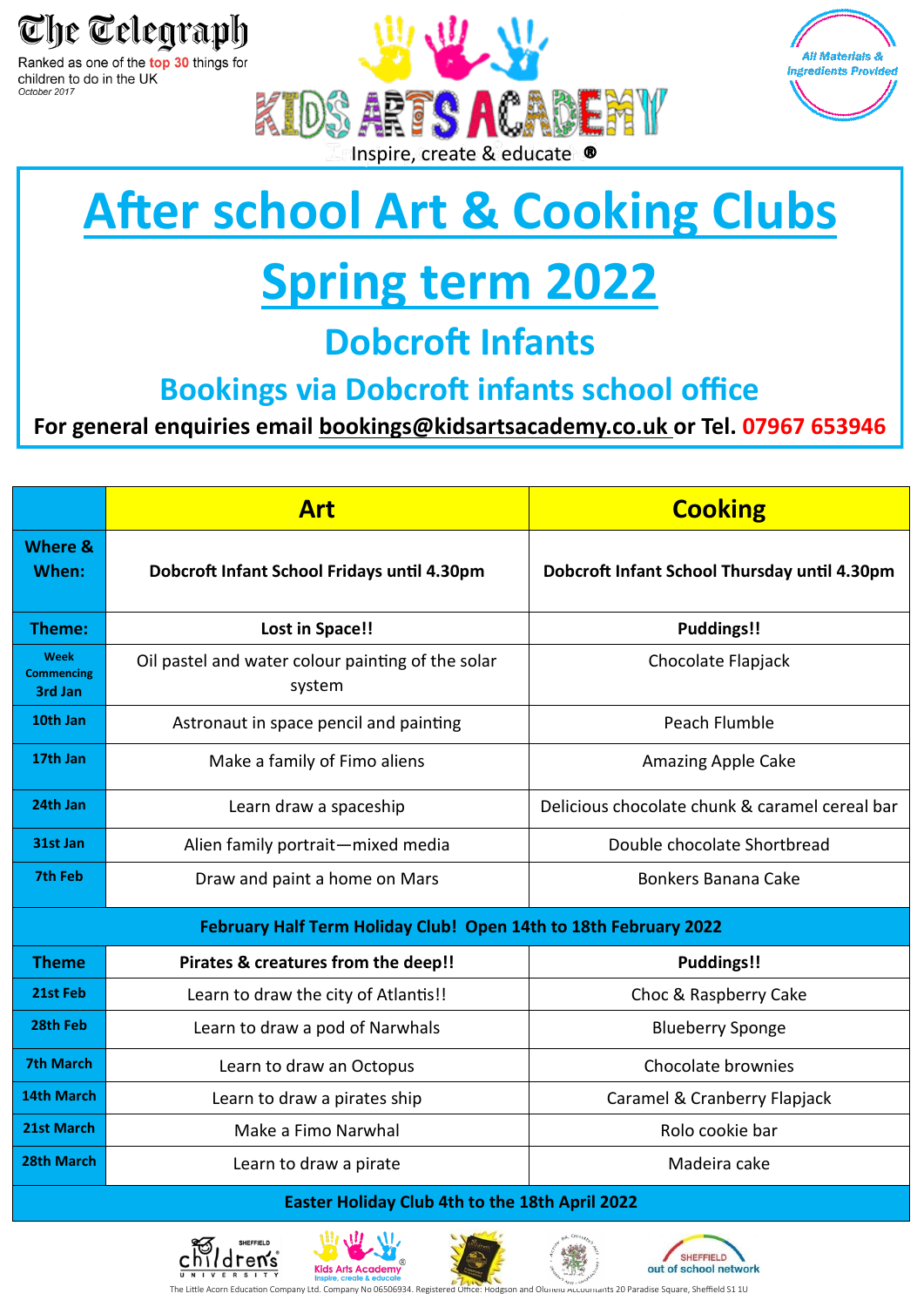The Telegraph

Ranked as one of the top 30 things for children to do in the UK

October 2017

KIDS ARTS ACADEMY

Inspire, create & educate ®

All Materials & Ingredients Provided

# After school Art & Cooking Clubs

# Spring term 2022

## Dobcroft Infants

### Bookings via Dobcroft infants school office

**For general enquiries email bookings@kidsartsacademy.co.uk or Tel. 07967 653946**

| | Art | Cooking |
|---|---|---|
| **Where & When:** | **Dobcroft Infant School Fridays until 4.30pm** | **Dobcroft Infant School Thursday until 4.30pm** |
| **Theme:** | **Lost in Space!!** | **Puddings!!** |
| **Week Commencing 3rd Jan** | Oil pastel and water colour painting of the solar system | Chocolate Flapjack |
| **10th Jan** | Astronaut in space pencil and painting | Peach Flumble |
| **17th Jan** | Make a family of Fimo aliens | Amazing Apple Cake |
| **24th Jan** | Learn draw a spaceship | Delicious chocolate chunk & caramel cereal bar |
| **31st Jan** | Alien family portrait—mixed media | Double chocolate Shortbread |
| **7th Feb** | Draw and paint a home on Mars | Bonkers Banana Cake |
| **February Half Term Holiday Club! Open 14th to 18th February 2022** | | |
| **Theme** | **Pirates & creatures from the deep!!** | **Puddings!!** |
| **21st Feb** | Learn to draw the city of Atlantis!! | Choc & Raspberry Cake |
| **28th Feb** | Learn to draw a pod of Narwhals | Blueberry Sponge |
| **7th March** | Learn to draw an Octopus | Chocolate brownies |
| **14th March** | Learn to draw a pirates ship | Caramel & Cranberry Flapjack |
| **21st March** | Make a Fimo Narwhal | Rolo cookie bar |
| **28th March** | Learn to draw a pirate | Madeira cake |
| **Easter Holiday Club 4th to the 18th April 2022** | | |

Sheffield children's university · Kids Arts Academy · Sheffield out of school network

The Little Acorn Education Company Ltd. Company No 06506934. Registered Office: Hodgson and Oldfield Accountants 20 Paradise Square, Sheffield S1 1U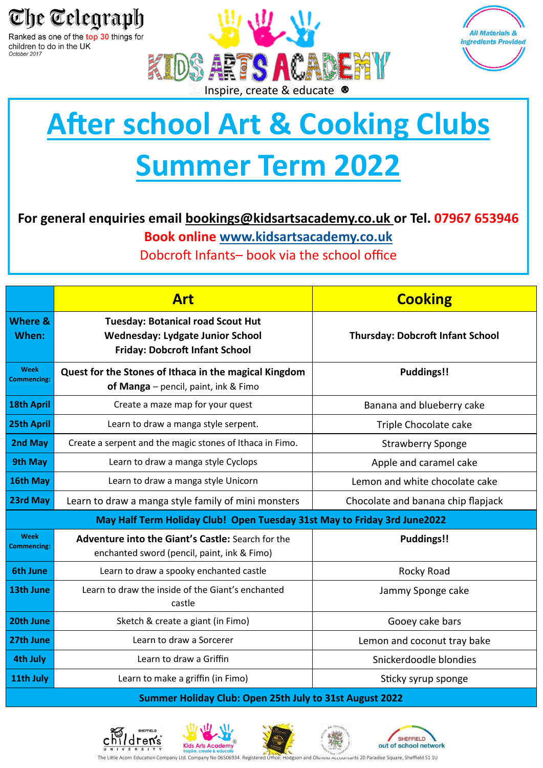The Telegraph
Ranked as one of the top 30 things for children to do in the UK
*October 2017*

KIDS ARTS ACADEMY
Inspire, create & educate ®

All Materials & Ingredients Provided

# After school Art & Cooking Clubs

# Summer Term 2022

**For general enquiries email bookings@kidsartsacademy.co.uk or Tel. 07967 653946**

**Book online www.kidsartsacademy.co.uk**

Dobcroft Infants– book via the school office

| | Art | Cooking |
|---|---|---|
| **Where & When:** | **Tuesday: Botanical road Scout Hut**<br>**Wednesday: Lydgate Junior School**<br>**Friday: Dobcroft Infant School** | **Thursday: Dobcroft Infant School** |
| **Week Commencing:** | **Quest for the Stones of Ithaca in the magical Kingdom of Manga** – pencil, paint, ink & Fimo | **Puddings!!** |
| **18th April** | Create a maze map for your quest | Banana and blueberry cake |
| **25th April** | Learn to draw a manga style serpent. | Triple Chocolate cake |
| **2nd May** | Create a serpent and the magic stones of Ithaca in Fimo. | Strawberry Sponge |
| **9th May** | Learn to draw a manga style Cyclops | Apple and caramel cake |
| **16th May** | Learn to draw a manga style Unicorn | Lemon and white chocolate cake |
| **23rd May** | Learn to draw a manga style family of mini monsters | Chocolate and banana chip flapjack |
| **May Half Term Holiday Club! Open Tuesday 31st May to Friday 3rd June2022** | | |
| **Week Commencing:** | **Adventure into the Giant's Castle:** Search for the enchanted sword (pencil, paint, ink & Fimo) | **Puddings!!** |
| **6th June** | Learn to draw a spooky enchanted castle | Rocky Road |
| **13th June** | Learn to draw the inside of the Giant's enchanted castle | Jammy Sponge cake |
| **20th June** | Sketch & create a giant (in Fimo) | Gooey cake bars |
| **27th June** | Learn to draw a Sorcerer | Lemon and coconut tray bake |
| **4th July** | Learn to draw a Griffin | Snickerdoodle blondies |
| **11th July** | Learn to make a griffin (in Fimo) | Sticky syrup sponge |
| **Summer Holiday Club: Open 25th July to 31st August 2022** | | |

Sheffield Children's University · Kids Arts Academy · Sheffield out of school network

The Little Acorn Education Company Ltd. Company No 06506934. Registered Office: Hodgson and Oldfield Accountants 20 Paradise Square, Sheffield S1 1U